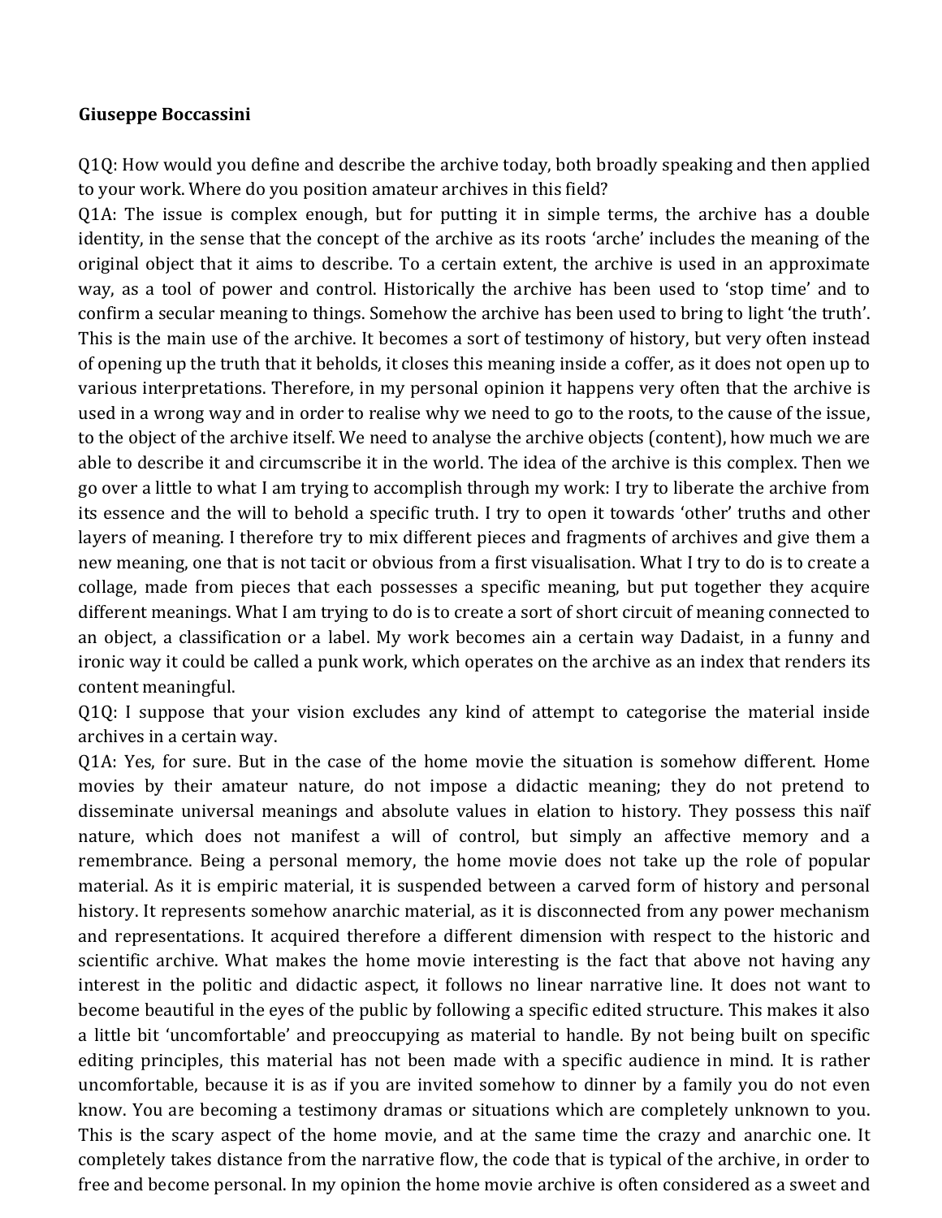**Giuseppe Boccassini**

Q1Q: How would you define and describe the archive today, both broadly speaking and then applied to your work. Where do you position amateur archives in this field?

Q1A: The issue is complex enough, but for putting it in simple terms, the archive has a double identity, in the sense that the concept of the archive as its roots 'arche' includes the meaning of the original object that it aims to describe. To a certain extent, the archive is used in an approximate way, as a tool of power and control. Historically the archive has been used to 'stop time' and to confirm a secular meaning to things. Somehow the archive has been used to bring to light 'the truth'. This is the main use of the archive. It becomes a sort of testimony of history, but very often instead of opening up the truth that it beholds, it closes this meaning inside a coffer, as it does not open up to various interpretations. Therefore, in my personal opinion it happens very often that the archive is used in a wrong way and in order to realise why we need to go to the roots, to the cause of the issue, to the object of the archive itself. We need to analyse the archive objects (content), how much we are able to describe it and circumscribe it in the world. The idea of the archive is this complex. Then we go over a little to what I am trying to accomplish through my work: I try to liberate the archive from its essence and the will to behold a specific truth. I try to open it towards 'other' truths and other layers of meaning. I therefore try to mix different pieces and fragments of archives and give them a new meaning, one that is not tacit or obvious from a first visualisation. What I try to do is to create a collage, made from pieces that each possesses a specific meaning, but put together they acquire different meanings. What I am trying to do is to create a sort of short circuit of meaning connected to an object, a classification or a label. My work becomes ain a certain way Dadaist, in a funny and ironic way it could be called a punk work, which operates on the archive as an index that renders its content meaningful.

Q1Q: I suppose that your vision excludes any kind of attempt to categorise the material inside archives in a certain way.

Q1A: Yes, for sure. But in the case of the home movie the situation is somehow different. Home movies by their amateur nature, do not impose a didactic meaning; they do not pretend to disseminate universal meanings and absolute values in elation to history. They possess this naïf nature, which does not manifest a will of control, but simply an affective memory and a remembrance. Being a personal memory, the home movie does not take up the role of popular material. As it is empiric material, it is suspended between a carved form of history and personal history. It represents somehow anarchic material, as it is disconnected from any power mechanism and representations. It acquired therefore a different dimension with respect to the historic and scientific archive. What makes the home movie interesting is the fact that above not having any interest in the politic and didactic aspect, it follows no linear narrative line. It does not want to become beautiful in the eyes of the public by following a specific edited structure. This makes it also a little bit 'uncomfortable' and preoccupying as material to handle. By not being built on specific editing principles, this material has not been made with a specific audience in mind. It is rather uncomfortable, because it is as if you are invited somehow to dinner by a family you do not even know. You are becoming a testimony dramas or situations which are completely unknown to you. This is the scary aspect of the home movie, and at the same time the crazy and anarchic one. It completely takes distance from the narrative flow, the code that is typical of the archive, in order to free and become personal. In my opinion the home movie archive is often considered as a sweet and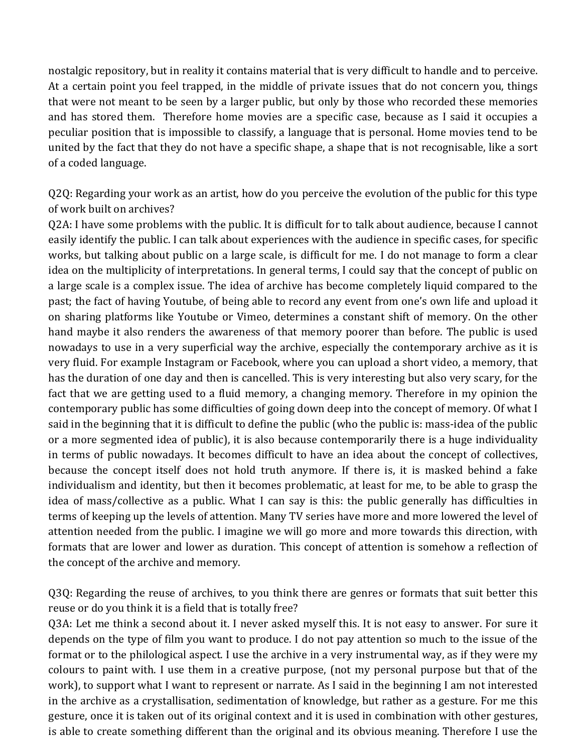nostalgic repository, but in reality it contains material that is very difficult to handle and to perceive. At a certain point you feel trapped, in the middle of private issues that do not concern you, things that were not meant to be seen by a larger public, but only by those who recorded these memories and has stored them. Therefore home movies are a specific case, because as I said it occupies a peculiar position that is impossible to classify, a language that is personal. Home movies tend to be united by the fact that they do not have a specific shape, a shape that is not recognisable, like a sort of a coded language.

Q2Q: Regarding your work as an artist, how do you perceive the evolution of the public for this type of work built on archives?

Q2A: I have some problems with the public. It is difficult for to talk about audience, because I cannot easily identify the public. I can talk about experiences with the audience in specific cases, for specific works, but talking about public on a large scale, is difficult for me. I do not manage to form a clear idea on the multiplicity of interpretations. In general terms, I could say that the concept of public on a large scale is a complex issue. The idea of archive has become completely liquid compared to the past; the fact of having Youtube, of being able to record any event from one's own life and upload it on sharing platforms like Youtube or Vimeo, determines a constant shift of memory. On the other hand maybe it also renders the awareness of that memory poorer than before. The public is used nowadays to use in a very superficial way the archive, especially the contemporary archive as it is very fluid. For example Instagram or Facebook, where you can upload a short video, a memory, that has the duration of one day and then is cancelled. This is very interesting but also very scary, for the fact that we are getting used to a fluid memory, a changing memory. Therefore in my opinion the contemporary public has some difficulties of going down deep into the concept of memory. Of what I said in the beginning that it is difficult to define the public (who the public is: mass-idea of the public or a more segmented idea of public), it is also because contemporarily there is a huge individuality in terms of public nowadays. It becomes difficult to have an idea about the concept of collectives, because the concept itself does not hold truth anymore. If there is, it is masked behind a fake individualism and identity, but then it becomes problematic, at least for me, to be able to grasp the idea of mass/collective as a public. What I can say is this: the public generally has difficulties in terms of keeping up the levels of attention. Many TV series have more and more lowered the level of attention needed from the public. I imagine we will go more and more towards this direction, with formats that are lower and lower as duration. This concept of attention is somehow a reflection of the concept of the archive and memory.

Q3Q: Regarding the reuse of archives, to you think there are genres or formats that suit better this reuse or do you think it is a field that is totally free?

Q3A: Let me think a second about it. I never asked myself this. It is not easy to answer. For sure it depends on the type of film you want to produce. I do not pay attention so much to the issue of the format or to the philological aspect. I use the archive in a very instrumental way, as if they were my colours to paint with. I use them in a creative purpose, (not my personal purpose but that of the work), to support what I want to represent or narrate. As I said in the beginning I am not interested in the archive as a crystallisation, sedimentation of knowledge, but rather as a gesture. For me this gesture, once it is taken out of its original context and it is used in combination with other gestures, is able to create something different than the original and its obvious meaning. Therefore I use the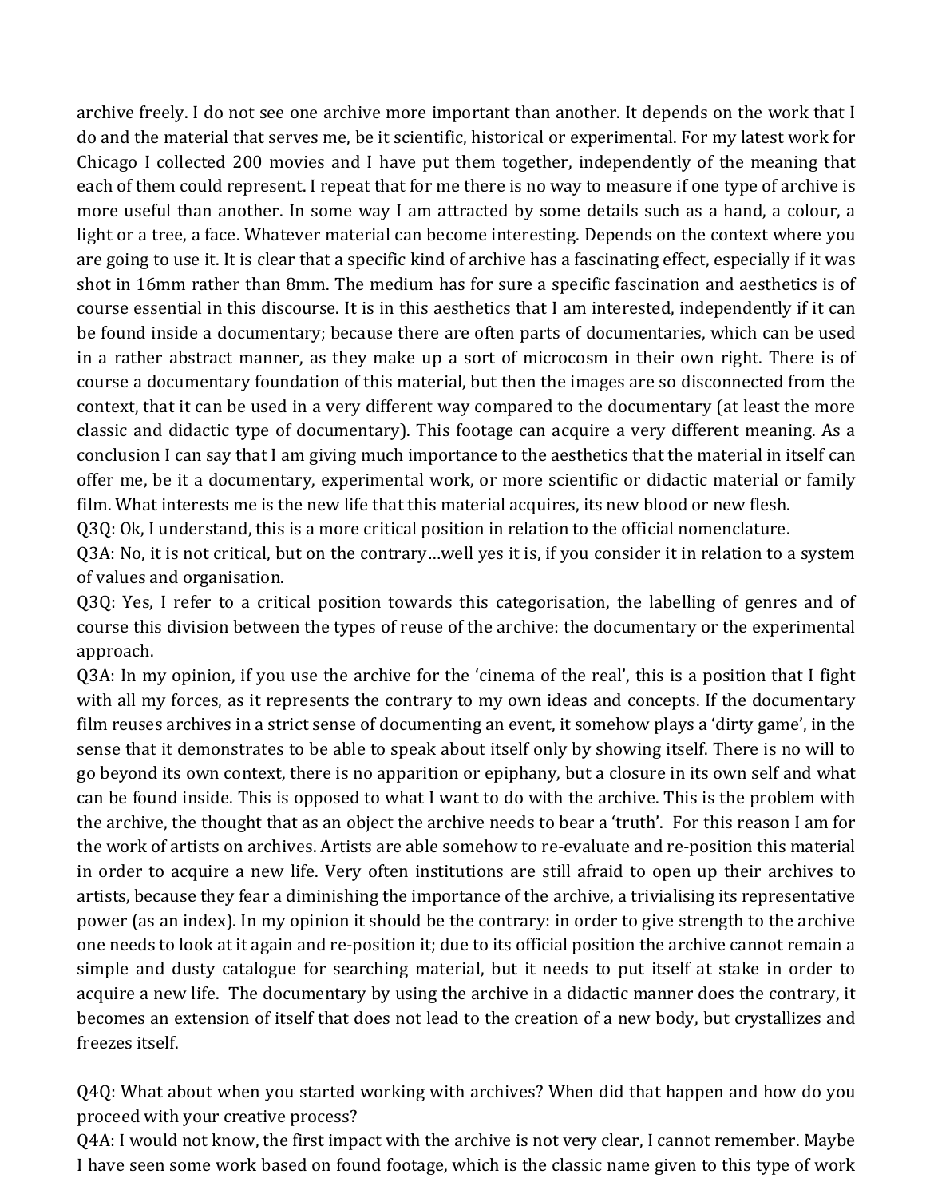archive freely. I do not see one archive more important than another. It depends on the work that I do and the material that serves me, be it scientific, historical or experimental. For my latest work for Chicago I collected 200 movies and I have put them together, independently of the meaning that each of them could represent. I repeat that for me there is no way to measure if one type of archive is more useful than another. In some way I am attracted by some details such as a hand, a colour, a light or a tree, a face. Whatever material can become interesting. Depends on the context where you are going to use it. It is clear that a specific kind of archive has a fascinating effect, especially if it was shot in 16mm rather than 8mm. The medium has for sure a specific fascination and aesthetics is of course essential in this discourse. It is in this aesthetics that I am interested, independently if it can be found inside a documentary; because there are often parts of documentaries, which can be used in a rather abstract manner, as they make up a sort of microcosm in their own right. There is of course a documentary foundation of this material, but then the images are so disconnected from the context, that it can be used in a very different way compared to the documentary (at least the more classic and didactic type of documentary). This footage can acquire a very different meaning. As a conclusion I can say that I am giving much importance to the aesthetics that the material in itself can offer me, be it a documentary, experimental work, or more scientific or didactic material or family film. What interests me is the new life that this material acquires, its new blood or new flesh.

Q3Q: Ok, I understand, this is a more critical position in relation to the official nomenclature.

Q3A: No, it is not critical, but on the contrary…well yes it is, if you consider it in relation to a system of values and organisation.

Q3Q: Yes, I refer to a critical position towards this categorisation, the labelling of genres and of course this division between the types of reuse of the archive: the documentary or the experimental approach.

Q3A: In my opinion, if you use the archive for the 'cinema of the real', this is a position that I fight with all my forces, as it represents the contrary to my own ideas and concepts. If the documentary film reuses archives in a strict sense of documenting an event, it somehow plays a 'dirty game', in the sense that it demonstrates to be able to speak about itself only by showing itself. There is no will to go beyond its own context, there is no apparition or epiphany, but a closure in its own self and what can be found inside. This is opposed to what I want to do with the archive. This is the problem with the archive, the thought that as an object the archive needs to bear a 'truth'. For this reason I am for the work of artists on archives. Artists are able somehow to re-evaluate and re-position this material in order to acquire a new life. Very often institutions are still afraid to open up their archives to artists, because they fear a diminishing the importance of the archive, a trivialising its representative power (as an index). In my opinion it should be the contrary: in order to give strength to the archive one needs to look at it again and re-position it; due to its official position the archive cannot remain a simple and dusty catalogue for searching material, but it needs to put itself at stake in order to acquire a new life. The documentary by using the archive in a didactic manner does the contrary, it becomes an extension of itself that does not lead to the creation of a new body, but crystallizes and freezes itself.

Q4Q: What about when you started working with archives? When did that happen and how do you proceed with your creative process?

Q4A: I would not know, the first impact with the archive is not very clear, I cannot remember. Maybe I have seen some work based on found footage, which is the classic name given to this type of work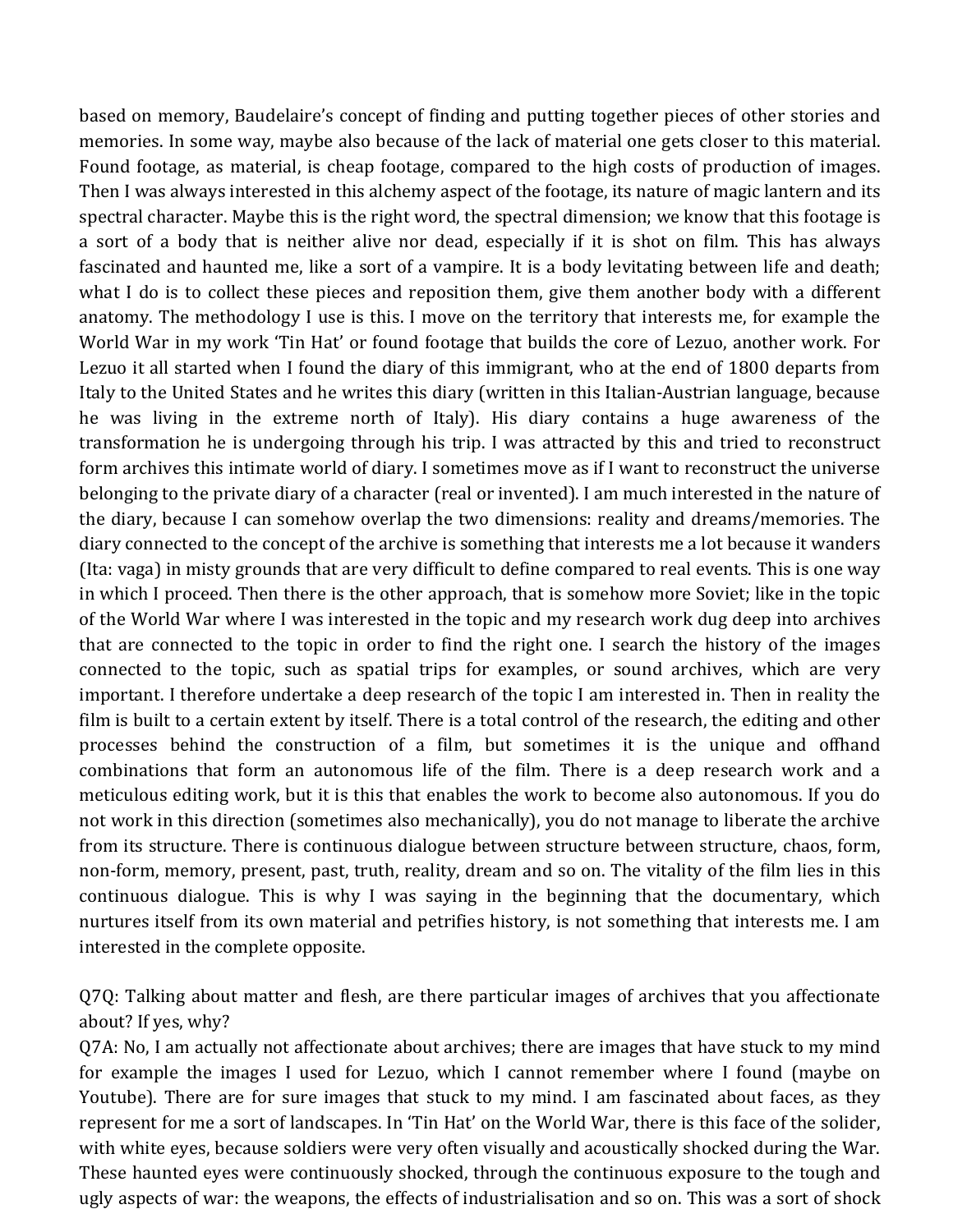based on memory, Baudelaire's concept of finding and putting together pieces of other stories and memories. In some way, maybe also because of the lack of material one gets closer to this material. Found footage, as material, is cheap footage, compared to the high costs of production of images. Then I was always interested in this alchemy aspect of the footage, its nature of magic lantern and its spectral character. Maybe this is the right word, the spectral dimension; we know that this footage is a sort of a body that is neither alive nor dead, especially if it is shot on film. This has always fascinated and haunted me, like a sort of a vampire. It is a body levitating between life and death; what I do is to collect these pieces and reposition them, give them another body with a different anatomy. The methodology I use is this. I move on the territory that interests me, for example the World War in my work 'Tin Hat' or found footage that builds the core of Lezuo, another work. For Lezuo it all started when I found the diary of this immigrant, who at the end of 1800 departs from Italy to the United States and he writes this diary (written in this Italian-Austrian language, because he was living in the extreme north of Italy). His diary contains a huge awareness of the transformation he is undergoing through his trip. I was attracted by this and tried to reconstruct form archives this intimate world of diary. I sometimes move as if I want to reconstruct the universe belonging to the private diary of a character (real or invented). I am much interested in the nature of the diary, because I can somehow overlap the two dimensions: reality and dreams/memories. The diary connected to the concept of the archive is something that interests me a lot because it wanders (Ita: vaga) in misty grounds that are very difficult to define compared to real events. This is one way in which I proceed. Then there is the other approach, that is somehow more Soviet; like in the topic of the World War where I was interested in the topic and my research work dug deep into archives that are connected to the topic in order to find the right one. I search the history of the images connected to the topic, such as spatial trips for examples, or sound archives, which are very important. I therefore undertake a deep research of the topic I am interested in. Then in reality the film is built to a certain extent by itself. There is a total control of the research, the editing and other processes behind the construction of a film, but sometimes it is the unique and offhand combinations that form an autonomous life of the film. There is a deep research work and a meticulous editing work, but it is this that enables the work to become also autonomous. If you do not work in this direction (sometimes also mechanically), you do not manage to liberate the archive from its structure. There is continuous dialogue between structure between structure, chaos, form, non-form, memory, present, past, truth, reality, dream and so on. The vitality of the film lies in this continuous dialogue. This is why I was saying in the beginning that the documentary, which nurtures itself from its own material and petrifies history, is not something that interests me. I am interested in the complete opposite.

Q7Q: Talking about matter and flesh, are there particular images of archives that you affectionate about? If yes, why?
Q7A: No, I am actually not affectionate about archives; there are images that have stuck to my mind for example the images I used for Lezuo, which I cannot remember where I found (maybe on Youtube). There are for sure images that stuck to my mind. I am fascinated about faces, as they represent for me a sort of landscapes. In 'Tin Hat' on the World War, there is this face of the solider, with white eyes, because soldiers were very often visually and acoustically shocked during the War. These haunted eyes were continuously shocked, through the continuous exposure to the tough and ugly aspects of war: the weapons, the effects of industrialisation and so on. This was a sort of shock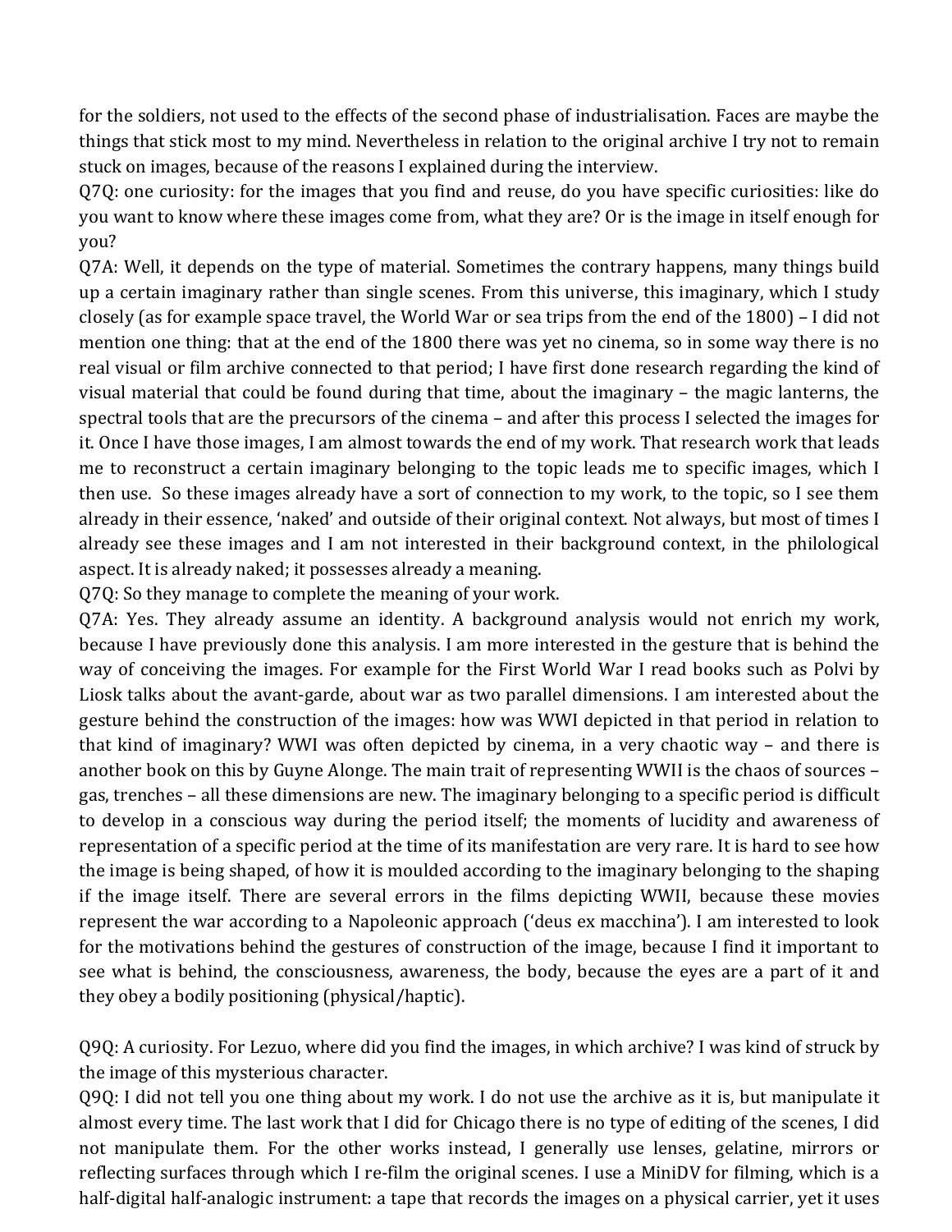for the soldiers, not used to the effects of the second phase of industrialisation. Faces are maybe the things that stick most to my mind. Nevertheless in relation to the original archive I try not to remain stuck on images, because of the reasons I explained during the interview.

Q7Q: one curiosity: for the images that you find and reuse, do you have specific curiosities: like do you want to know where these images come from, what they are? Or is the image in itself enough for you?

Q7A: Well, it depends on the type of material. Sometimes the contrary happens, many things build up a certain imaginary rather than single scenes. From this universe, this imaginary, which I study closely (as for example space travel, the World War or sea trips from the end of the 1800) – I did not mention one thing: that at the end of the 1800 there was yet no cinema, so in some way there is no real visual or film archive connected to that period; I have first done research regarding the kind of visual material that could be found during that time, about the imaginary – the magic lanterns, the spectral tools that are the precursors of the cinema – and after this process I selected the images for it. Once I have those images, I am almost towards the end of my work. That research work that leads me to reconstruct a certain imaginary belonging to the topic leads me to specific images, which I then use. So these images already have a sort of connection to my work, to the topic, so I see them already in their essence, 'naked' and outside of their original context. Not always, but most of times I already see these images and I am not interested in their background context, in the philological aspect. It is already naked; it possesses already a meaning.

Q7Q: So they manage to complete the meaning of your work.

Q7A: Yes. They already assume an identity. A background analysis would not enrich my work, because I have previously done this analysis. I am more interested in the gesture that is behind the way of conceiving the images. For example for the First World War I read books such as Polvi by Liosk talks about the avant-garde, about war as two parallel dimensions. I am interested about the gesture behind the construction of the images: how was WWI depicted in that period in relation to that kind of imaginary? WWI was often depicted by cinema, in a very chaotic way – and there is another book on this by Guyne Alonge. The main trait of representing WWII is the chaos of sources – gas, trenches – all these dimensions are new. The imaginary belonging to a specific period is difficult to develop in a conscious way during the period itself; the moments of lucidity and awareness of representation of a specific period at the time of its manifestation are very rare. It is hard to see how the image is being shaped, of how it is moulded according to the imaginary belonging to the shaping if the image itself. There are several errors in the films depicting WWII, because these movies represent the war according to a Napoleonic approach ('deus ex macchina'). I am interested to look for the motivations behind the gestures of construction of the image, because I find it important to see what is behind, the consciousness, awareness, the body, because the eyes are a part of it and they obey a bodily positioning (physical/haptic).

Q9Q: A curiosity. For Lezuo, where did you find the images, in which archive? I was kind of struck by the image of this mysterious character.

Q9Q: I did not tell you one thing about my work. I do not use the archive as it is, but manipulate it almost every time. The last work that I did for Chicago there is no type of editing of the scenes, I did not manipulate them. For the other works instead, I generally use lenses, gelatine, mirrors or reflecting surfaces through which I re-film the original scenes. I use a MiniDV for filming, which is a half-digital half-analogic instrument: a tape that records the images on a physical carrier, yet it uses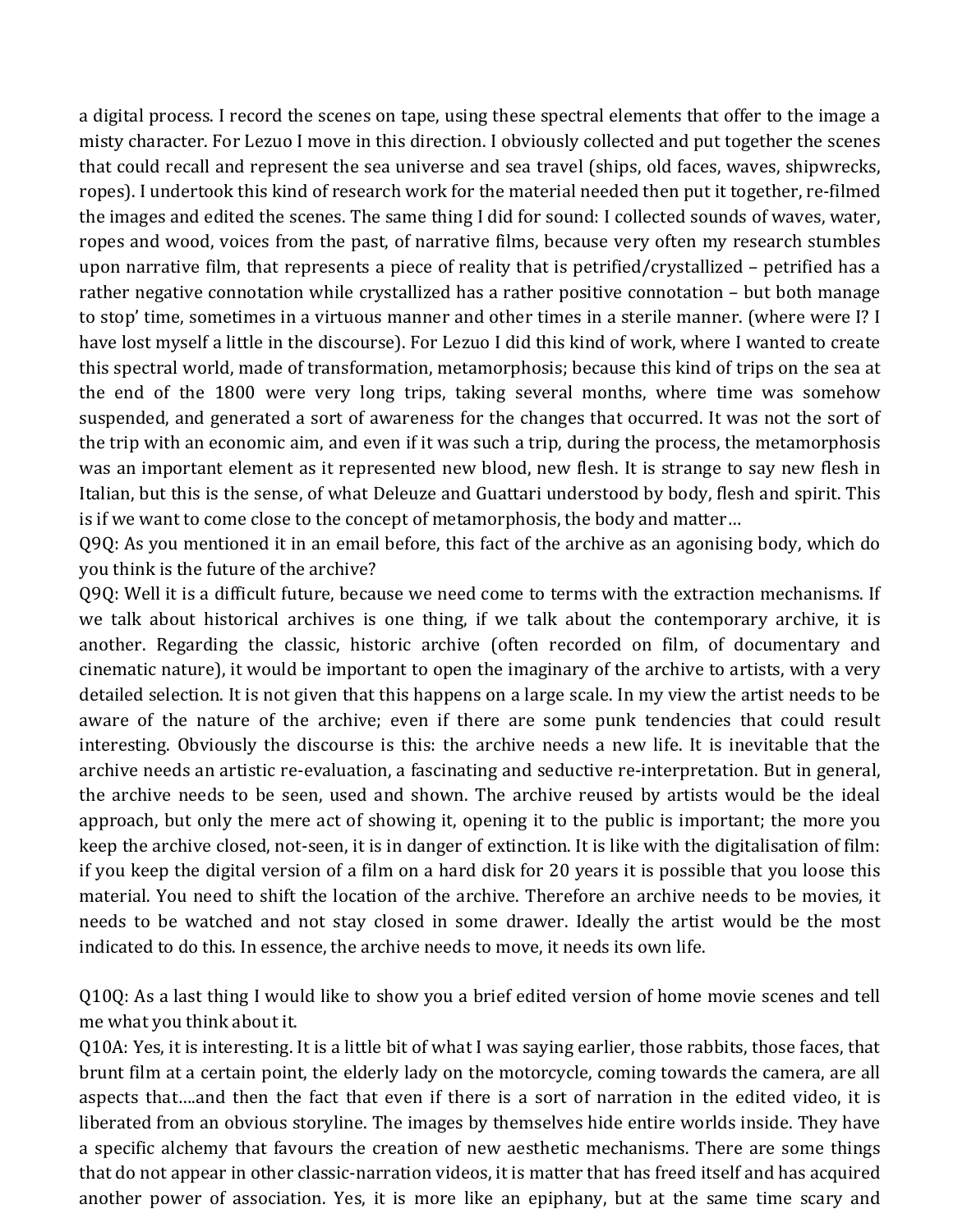a digital process. I record the scenes on tape, using these spectral elements that offer to the image a misty character. For Lezuo I move in this direction. I obviously collected and put together the scenes that could recall and represent the sea universe and sea travel (ships, old faces, waves, shipwrecks, ropes). I undertook this kind of research work for the material needed then put it together, re-filmed the images and edited the scenes. The same thing I did for sound: I collected sounds of waves, water, ropes and wood, voices from the past, of narrative films, because very often my research stumbles upon narrative film, that represents a piece of reality that is petrified/crystallized – petrified has a rather negative connotation while crystallized has a rather positive connotation – but both manage to stop' time, sometimes in a virtuous manner and other times in a sterile manner. (where were I? I have lost myself a little in the discourse). For Lezuo I did this kind of work, where I wanted to create this spectral world, made of transformation, metamorphosis; because this kind of trips on the sea at the end of the 1800 were very long trips, taking several months, where time was somehow suspended, and generated a sort of awareness for the changes that occurred. It was not the sort of the trip with an economic aim, and even if it was such a trip, during the process, the metamorphosis was an important element as it represented new blood, new flesh. It is strange to say new flesh in Italian, but this is the sense, of what Deleuze and Guattari understood by body, flesh and spirit. This is if we want to come close to the concept of metamorphosis, the body and matter…

Q9Q: As you mentioned it in an email before, this fact of the archive as an agonising body, which do you think is the future of the archive?

Q9Q: Well it is a difficult future, because we need come to terms with the extraction mechanisms. If we talk about historical archives is one thing, if we talk about the contemporary archive, it is another. Regarding the classic, historic archive (often recorded on film, of documentary and cinematic nature), it would be important to open the imaginary of the archive to artists, with a very detailed selection. It is not given that this happens on a large scale. In my view the artist needs to be aware of the nature of the archive; even if there are some punk tendencies that could result interesting. Obviously the discourse is this: the archive needs a new life. It is inevitable that the archive needs an artistic re-evaluation, a fascinating and seductive re-interpretation. But in general, the archive needs to be seen, used and shown. The archive reused by artists would be the ideal approach, but only the mere act of showing it, opening it to the public is important; the more you keep the archive closed, not-seen, it is in danger of extinction. It is like with the digitalisation of film: if you keep the digital version of a film on a hard disk for 20 years it is possible that you loose this material. You need to shift the location of the archive. Therefore an archive needs to be movies, it needs to be watched and not stay closed in some drawer. Ideally the artist would be the most indicated to do this. In essence, the archive needs to move, it needs its own life.

Q10Q: As a last thing I would like to show you a brief edited version of home movie scenes and tell me what you think about it.

Q10A: Yes, it is interesting. It is a little bit of what I was saying earlier, those rabbits, those faces, that brunt film at a certain point, the elderly lady on the motorcycle, coming towards the camera, are all aspects that….and then the fact that even if there is a sort of narration in the edited video, it is liberated from an obvious storyline. The images by themselves hide entire worlds inside. They have a specific alchemy that favours the creation of new aesthetic mechanisms. There are some things that do not appear in other classic-narration videos, it is matter that has freed itself and has acquired another power of association. Yes, it is more like an epiphany, but at the same time scary and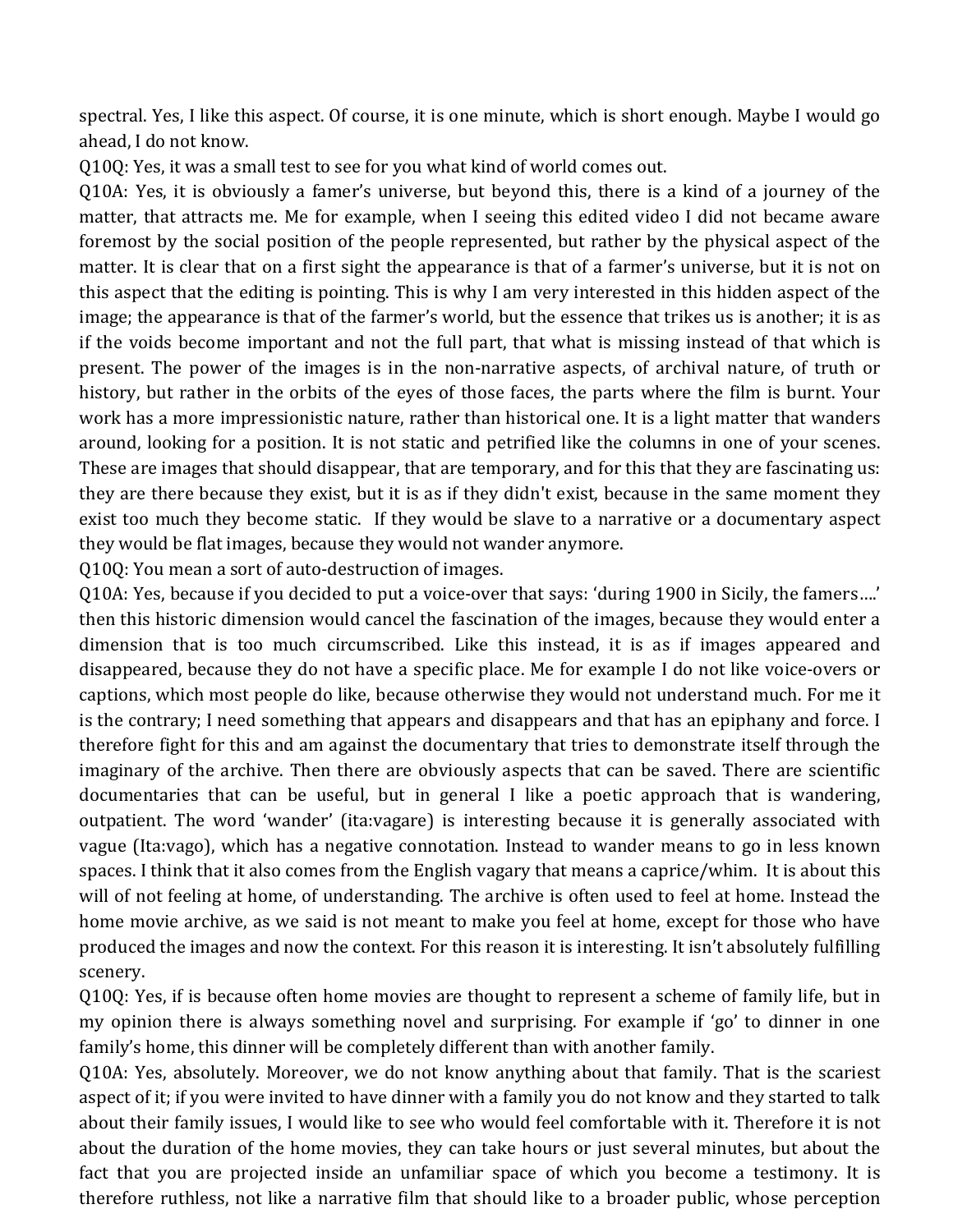spectral. Yes, I like this aspect. Of course, it is one minute, which is short enough. Maybe I would go ahead, I do not know.

Q10Q: Yes, it was a small test to see for you what kind of world comes out.

Q10A: Yes, it is obviously a famer's universe, but beyond this, there is a kind of a journey of the matter, that attracts me. Me for example, when I seeing this edited video I did not became aware foremost by the social position of the people represented, but rather by the physical aspect of the matter. It is clear that on a first sight the appearance is that of a farmer's universe, but it is not on this aspect that the editing is pointing. This is why I am very interested in this hidden aspect of the image; the appearance is that of the farmer's world, but the essence that trikes us is another; it is as if the voids become important and not the full part, that what is missing instead of that which is present. The power of the images is in the non-narrative aspects, of archival nature, of truth or history, but rather in the orbits of the eyes of those faces, the parts where the film is burnt. Your work has a more impressionistic nature, rather than historical one. It is a light matter that wanders around, looking for a position. It is not static and petrified like the columns in one of your scenes. These are images that should disappear, that are temporary, and for this that they are fascinating us: they are there because they exist, but it is as if they didn't exist, because in the same moment they exist too much they become static. If they would be slave to a narrative or a documentary aspect they would be flat images, because they would not wander anymore.

Q10Q: You mean a sort of auto-destruction of images.

Q10A: Yes, because if you decided to put a voice-over that says: 'during 1900 in Sicily, the famers….' then this historic dimension would cancel the fascination of the images, because they would enter a dimension that is too much circumscribed. Like this instead, it is as if images appeared and disappeared, because they do not have a specific place. Me for example I do not like voice-overs or captions, which most people do like, because otherwise they would not understand much. For me it is the contrary; I need something that appears and disappears and that has an epiphany and force. I therefore fight for this and am against the documentary that tries to demonstrate itself through the imaginary of the archive. Then there are obviously aspects that can be saved. There are scientific documentaries that can be useful, but in general I like a poetic approach that is wandering, outpatient. The word 'wander' (ita:vagare) is interesting because it is generally associated with vague (Ita:vago), which has a negative connotation. Instead to wander means to go in less known spaces. I think that it also comes from the English vagary that means a caprice/whim. It is about this will of not feeling at home, of understanding. The archive is often used to feel at home. Instead the home movie archive, as we said is not meant to make you feel at home, except for those who have produced the images and now the context. For this reason it is interesting. It isn't absolutely fulfilling scenery.

Q10Q: Yes, if is because often home movies are thought to represent a scheme of family life, but in my opinion there is always something novel and surprising. For example if 'go' to dinner in one family's home, this dinner will be completely different than with another family.

Q10A: Yes, absolutely. Moreover, we do not know anything about that family. That is the scariest aspect of it; if you were invited to have dinner with a family you do not know and they started to talk about their family issues, I would like to see who would feel comfortable with it. Therefore it is not about the duration of the home movies, they can take hours or just several minutes, but about the fact that you are projected inside an unfamiliar space of which you become a testimony. It is therefore ruthless, not like a narrative film that should like to a broader public, whose perception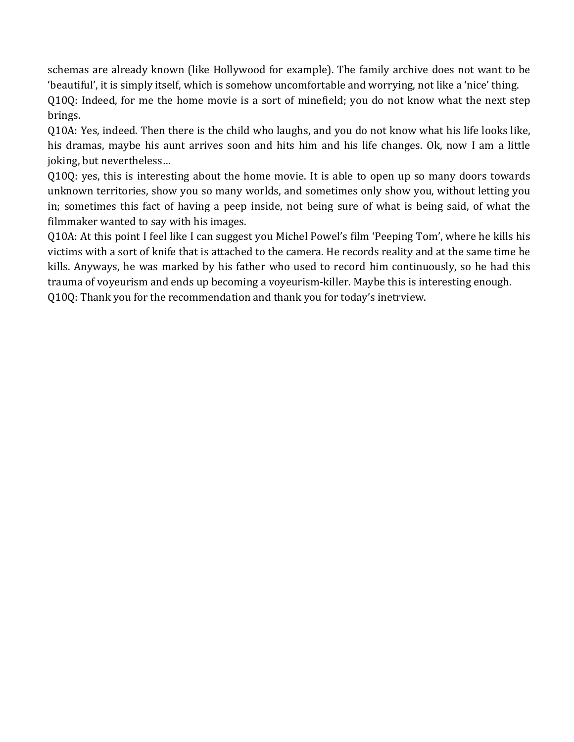schemas are already known (like Hollywood for example). The family archive does not want to be 'beautiful', it is simply itself, which is somehow uncomfortable and worrying, not like a 'nice' thing.

Q10Q: Indeed, for me the home movie is a sort of minefield; you do not know what the next step brings.

Q10A: Yes, indeed. Then there is the child who laughs, and you do not know what his life looks like, his dramas, maybe his aunt arrives soon and hits him and his life changes. Ok, now I am a little joking, but nevertheless…

Q10Q: yes, this is interesting about the home movie. It is able to open up so many doors towards unknown territories, show you so many worlds, and sometimes only show you, without letting you in; sometimes this fact of having a peep inside, not being sure of what is being said, of what the filmmaker wanted to say with his images.

Q10A: At this point I feel like I can suggest you Michel Powel's film 'Peeping Tom', where he kills his victims with a sort of knife that is attached to the camera. He records reality and at the same time he kills. Anyways, he was marked by his father who used to record him continuously, so he had this trauma of voyeurism and ends up becoming a voyeurism-killer. Maybe this is interesting enough.

Q10Q: Thank you for the recommendation and thank you for today's inetrview.